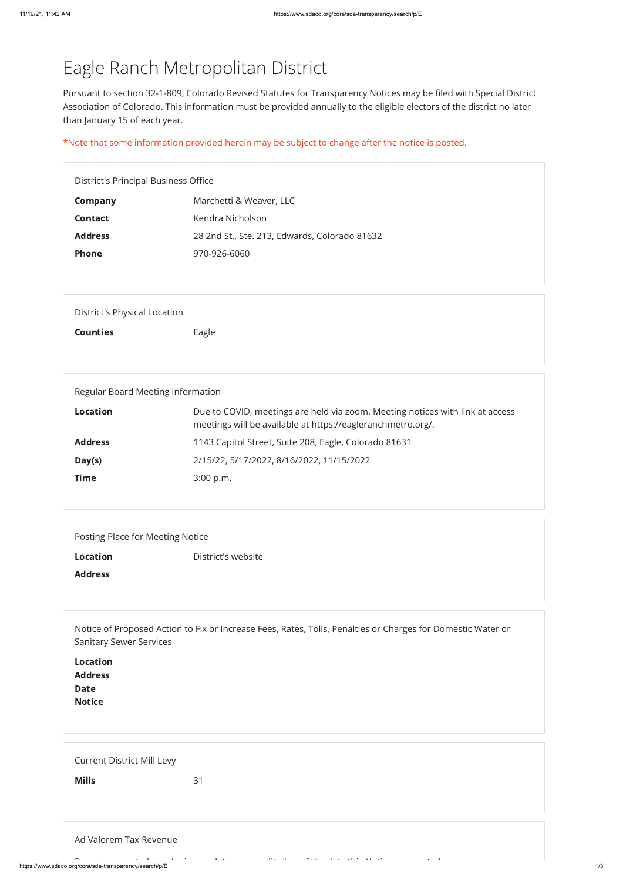# Eagle Ranch Metropolitan District

Pursuant to section 32-1-809, Colorado Revised Statutes for Transparency Notices may be filed with Special District Association of Colorado. This information must be provided annually to the eligible electors of the district no later than January 15 of each year.

*Note that some information provided herein may be subject to change after the notice is posted.

### District's Principal Business Office

| | |
|---|---|
| **Company** | Marchetti & Weaver, LLC |
| **Contact** | Kendra Nicholson |
| **Address** | 28 2nd St., Ste. 213, Edwards, Colorado 81632 |
| **Phone** | 970-926-6060 |

### District's Physical Location

| | |
|---|---|
| **Counties** | Eagle |

### Regular Board Meeting Information

| | |
|---|---|
| **Location** | Due to COVID, meetings are held via zoom. Meeting notices with link at access meetings will be available at https://eagleranchmetro.org/. |
| **Address** | 1143 Capitol Street, Suite 208, Eagle, Colorado 81631 |
| **Day(s)** | 2/15/22, 5/17/2022, 8/16/2022, 11/15/2022 |
| **Time** | 3:00 p.m. |

### Posting Place for Meeting Notice

| | |
|---|---|
| **Location** | District's website |
| **Address** | |

### Notice of Proposed Action to Fix or Increase Fees, Rates, Tolls, Penalties or Charges for Domestic Water or Sanitary Sewer Services

**Location**
**Address**
**Date**
**Notice**

### Current District Mill Levy

| | |
|---|---|
| **Mills** | 31 |

### Ad Valorem Tax Revenue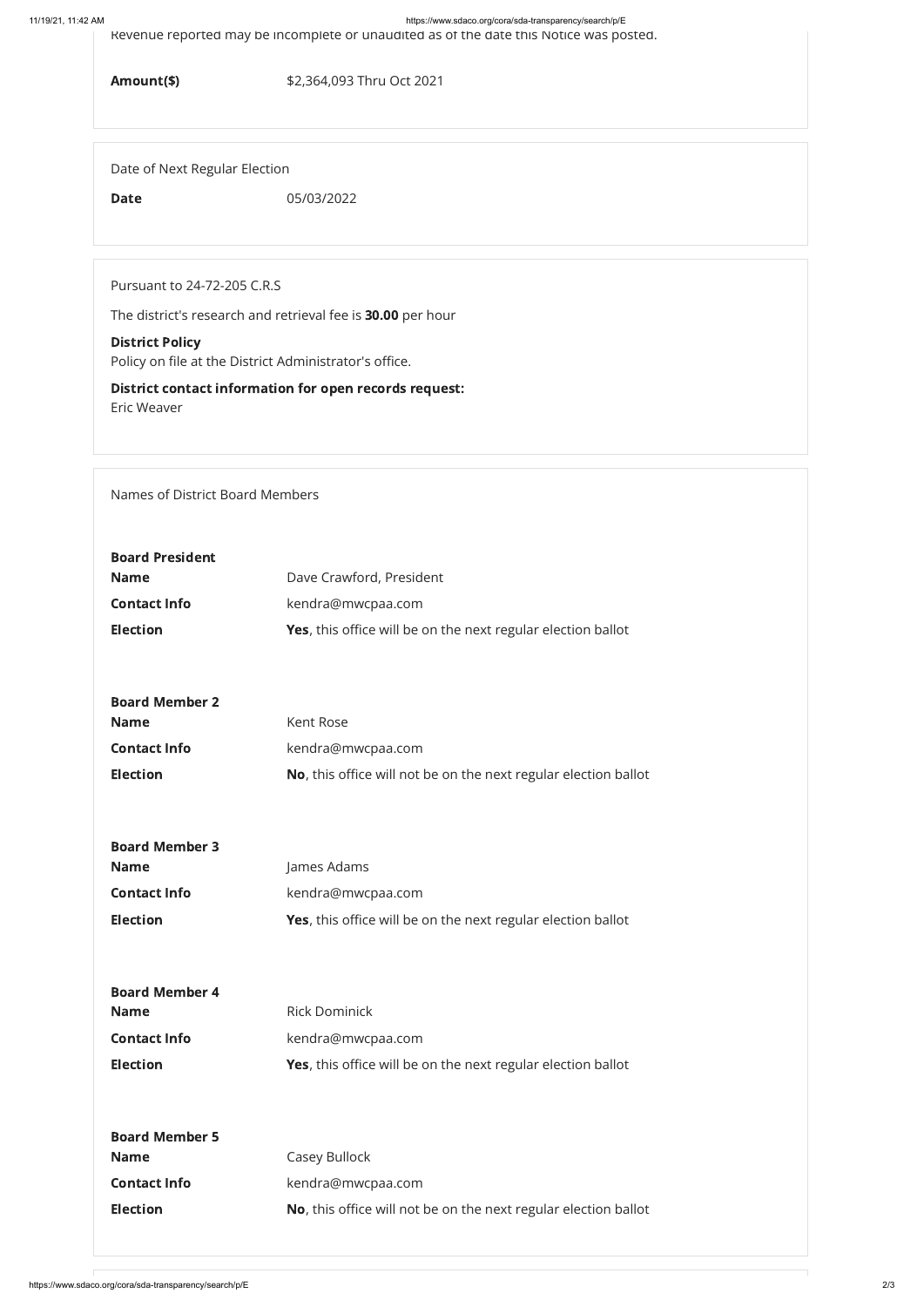Revenue reported may be incomplete or unaudited as of the date this Notice was posted.

**Amount($)** $2,364,093 Thru Oct 2021

Date of Next Regular Election

**Date** 05/03/2022

Pursuant to 24-72-205 C.R.S

The district's research and retrieval fee is **30.00** per hour

**District Policy**
Policy on file at the District Administrator's office.

**District contact information for open records request:**
Eric Weaver

Names of District Board Members

**Board President**

| | |
|---|---|
| **Name** | Dave Crawford, President |
| **Contact Info** | kendra@mwcpaa.com |
| **Election** | **Yes**, this office will be on the next regular election ballot |

**Board Member 2**

| | |
|---|---|
| **Name** | Kent Rose |
| **Contact Info** | kendra@mwcpaa.com |
| **Election** | **No**, this office will not be on the next regular election ballot |

**Board Member 3**

| | |
|---|---|
| **Name** | James Adams |
| **Contact Info** | kendra@mwcpaa.com |
| **Election** | **Yes**, this office will be on the next regular election ballot |

**Board Member 4**

| | |
|---|---|
| **Name** | Rick Dominick |
| **Contact Info** | kendra@mwcpaa.com |
| **Election** | **Yes**, this office will be on the next regular election ballot |

**Board Member 5**

| | |
|---|---|
| **Name** | Casey Bullock |
| **Contact Info** | kendra@mwcpaa.com |
| **Election** | **No**, this office will not be on the next regular election ballot |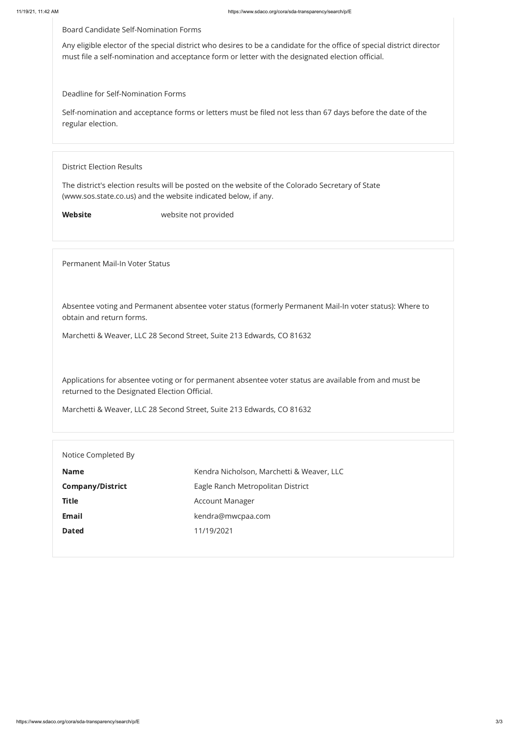Board Candidate Self-Nomination Forms

Any eligible elector of the special district who desires to be a candidate for the office of special district director must file a self-nomination and acceptance form or letter with the designated election official.

Deadline for Self-Nomination Forms

Self-nomination and acceptance forms or letters must be filed not less than 67 days before the date of the regular election.

District Election Results

The district's election results will be posted on the website of the Colorado Secretary of State (www.sos.state.co.us) and the website indicated below, if any.

| | |
|---|---|
| **Website** | website not provided |

Permanent Mail-In Voter Status

Absentee voting and Permanent absentee voter status (formerly Permanent Mail-In voter status): Where to obtain and return forms.

Marchetti & Weaver, LLC 28 Second Street, Suite 213 Edwards, CO 81632

Applications for absentee voting or for permanent absentee voter status are available from and must be returned to the Designated Election Official.

Marchetti & Weaver, LLC 28 Second Street, Suite 213 Edwards, CO 81632

Notice Completed By

| | |
|---|---|
| **Name** | Kendra Nicholson, Marchetti & Weaver, LLC |
| **Company/District** | Eagle Ranch Metropolitan District |
| **Title** | Account Manager |
| **Email** | kendra@mwcpaa.com |
| **Dated** | 11/19/2021 |